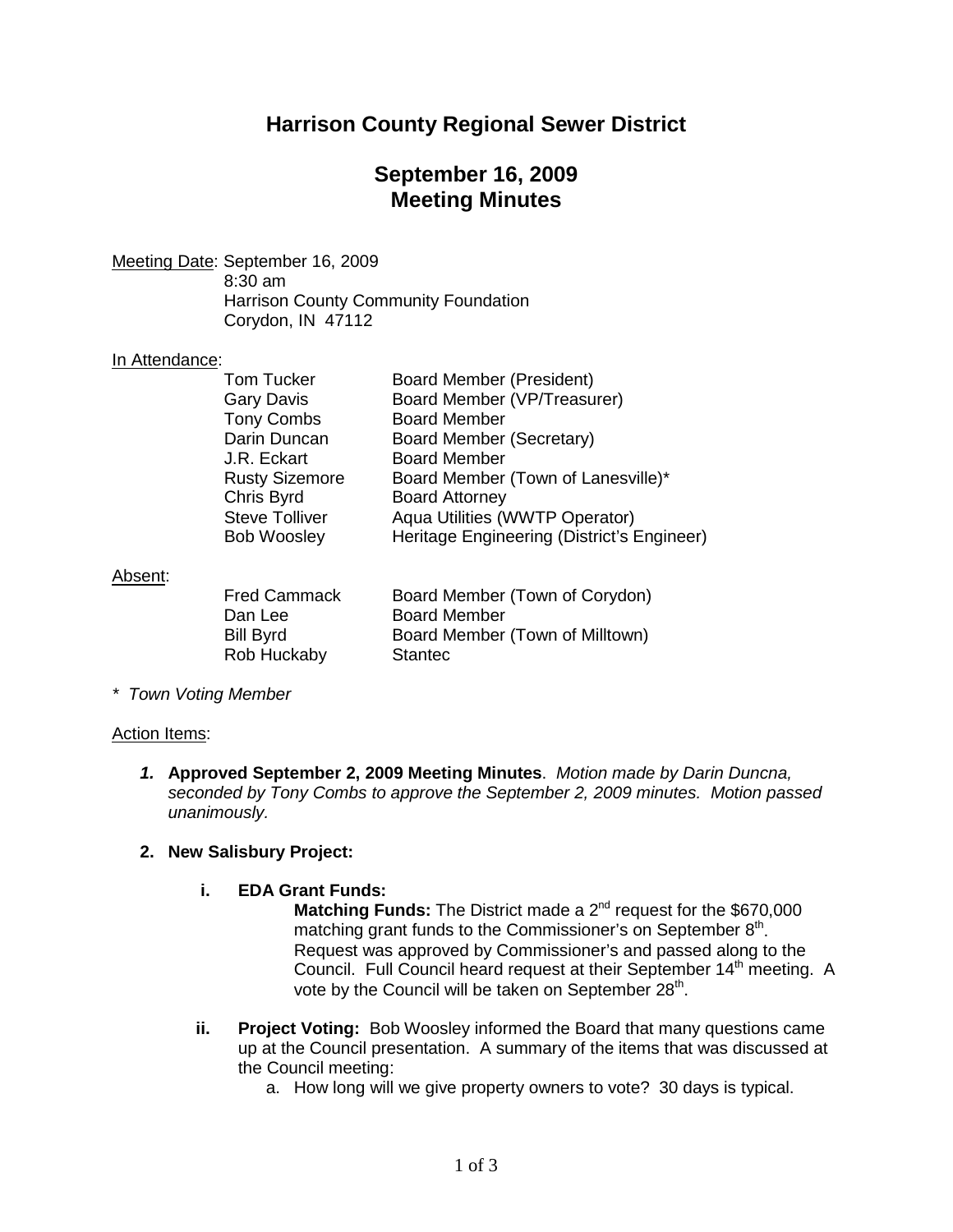# Harrison County Regional Sewer District

## September 16, 2009
## Meeting Minutes

Meeting Date: September 16, 2009
8:30 am
Harrison County Community Foundation
Corydon, IN 47112

In Attendance:

| | |
|---|---|
| Tom Tucker | Board Member (President) |
| Gary Davis | Board Member (VP/Treasurer) |
| Tony Combs | Board Member |
| Darin Duncan | Board Member (Secretary) |
| J.R. Eckart | Board Member |
| Rusty Sizemore | Board Member (Town of Lanesville)* |
| Chris Byrd | Board Attorney |
| Steve Tolliver | Aqua Utilities (WWTP Operator) |
| Bob Woosley | Heritage Engineering (District's Engineer) |

Absent:

| | |
|---|---|
| Fred Cammack | Board Member (Town of Corydon) |
| Dan Lee | Board Member |
| Bill Byrd | Board Member (Town of Milltown) |
| Rob Huckaby | Stantec |

*\* Town Voting Member*

Action Items:

1. **Approved September 2, 2009 Meeting Minutes**. *Motion made by Darin Duncna, seconded by Tony Combs to approve the September 2, 2009 minutes. Motion passed unanimously.*

2. **New Salisbury Project:**

   i. **EDA Grant Funds:**
      **Matching Funds:** The District made a 2nd request for the $670,000 matching grant funds to the Commissioner's on September 8th. Request was approved by Commissioner's and passed along to the Council. Full Council heard request at their September 14th meeting. A vote by the Council will be taken on September 28th.

   ii. **Project Voting:** Bob Woosley informed the Board that many questions came up at the Council presentation. A summary of the items that was discussed at the Council meeting:
      a. How long will we give property owners to vote? 30 days is typical.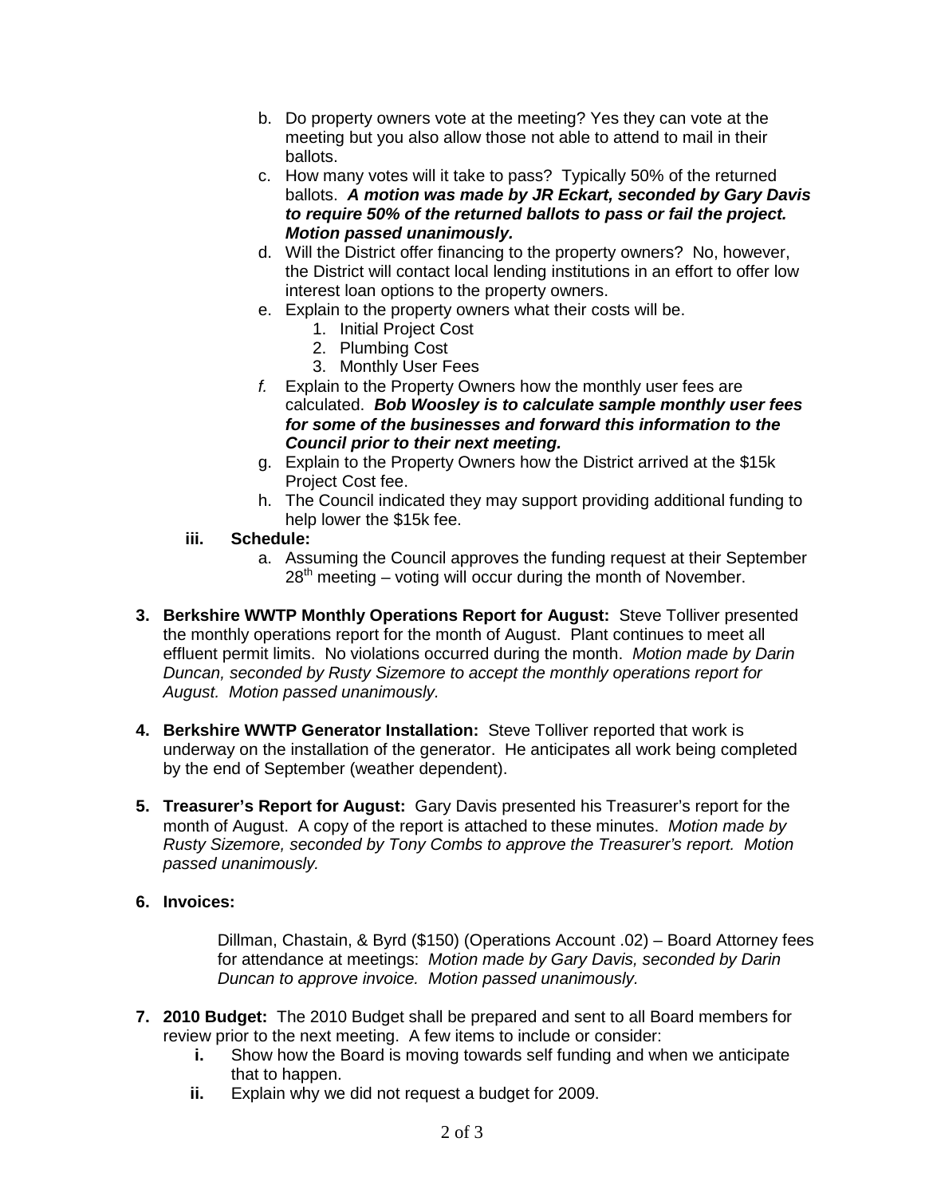b. Do property owners vote at the meeting? Yes they can vote at the meeting but you also allow those not able to attend to mail in their ballots.
   c. How many votes will it take to pass? Typically 50% of the returned ballots. ***A motion was made by JR Eckart, seconded by Gary Davis to require 50% of the returned ballots to pass or fail the project. Motion passed unanimously.***
   d. Will the District offer financing to the property owners? No, however, the District will contact local lending institutions in an effort to offer low interest loan options to the property owners.
   e. Explain to the property owners what their costs will be.
      1. Initial Project Cost
      2. Plumbing Cost
      3. Monthly User Fees
   *f.* Explain to the Property Owners how the monthly user fees are calculated. ***Bob Woosley is to calculate sample monthly user fees for some of the businesses and forward this information to the Council prior to their next meeting.***
   g. Explain to the Property Owners how the District arrived at the $15k Project Cost fee.
   h. The Council indicated they may support providing additional funding to help lower the $15k fee.

**iii. Schedule:**

   a. Assuming the Council approves the funding request at their September 28th meeting – voting will occur during the month of November.

**3. Berkshire WWTP Monthly Operations Report for August:** Steve Tolliver presented the monthly operations report for the month of August. Plant continues to meet all effluent permit limits. No violations occurred during the month. *Motion made by Darin Duncan, seconded by Rusty Sizemore to accept the monthly operations report for August. Motion passed unanimously.*

**4. Berkshire WWTP Generator Installation:** Steve Tolliver reported that work is underway on the installation of the generator. He anticipates all work being completed by the end of September (weather dependent).

**5. Treasurer's Report for August:** Gary Davis presented his Treasurer's report for the month of August. A copy of the report is attached to these minutes. *Motion made by Rusty Sizemore, seconded by Tony Combs to approve the Treasurer's report. Motion passed unanimously.*

**6. Invoices:**

Dillman, Chastain, & Byrd ($150) (Operations Account .02) – Board Attorney fees for attendance at meetings: *Motion made by Gary Davis, seconded by Darin Duncan to approve invoice. Motion passed unanimously.*

**7. 2010 Budget:** The 2010 Budget shall be prepared and sent to all Board members for review prior to the next meeting. A few items to include or consider:

   **i.** Show how the Board is moving towards self funding and when we anticipate that to happen.
   **ii.** Explain why we did not request a budget for 2009.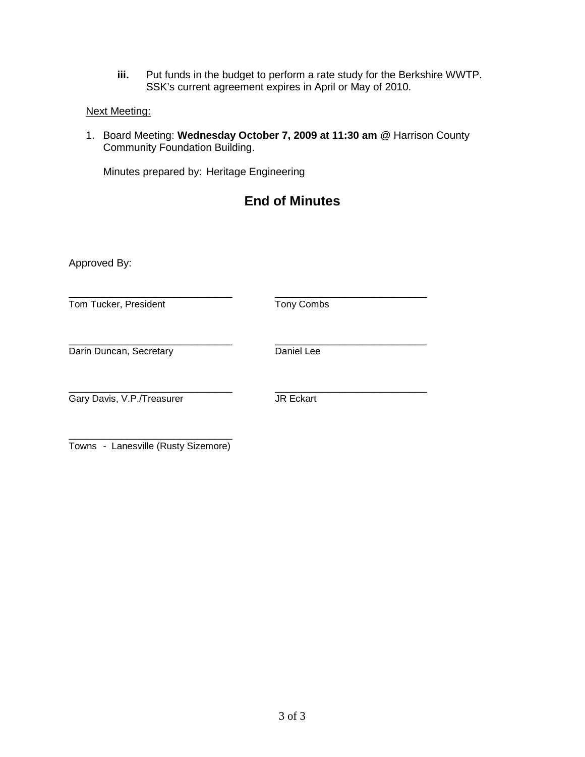**iii.** Put funds in the budget to perform a rate study for the Berkshire WWTP. SSK's current agreement expires in April or May of 2010.

Next Meeting:

1. Board Meeting: **Wednesday October 7, 2009 at 11:30 am** @ Harrison County Community Foundation Building.

   Minutes prepared by: Heritage Engineering

## End of Minutes

Approved By:

| | |
|---|---|
| ______________________________ | ______________________________ |
| Tom Tucker, President | Tony Combs |
| ______________________________ | ______________________________ |
| Darin Duncan, Secretary | Daniel Lee |
| ______________________________ | ______________________________ |
| Gary Davis, V.P./Treasurer | JR Eckart |
| ______________________________ | |
| Towns - Lanesville (Rusty Sizemore) | |